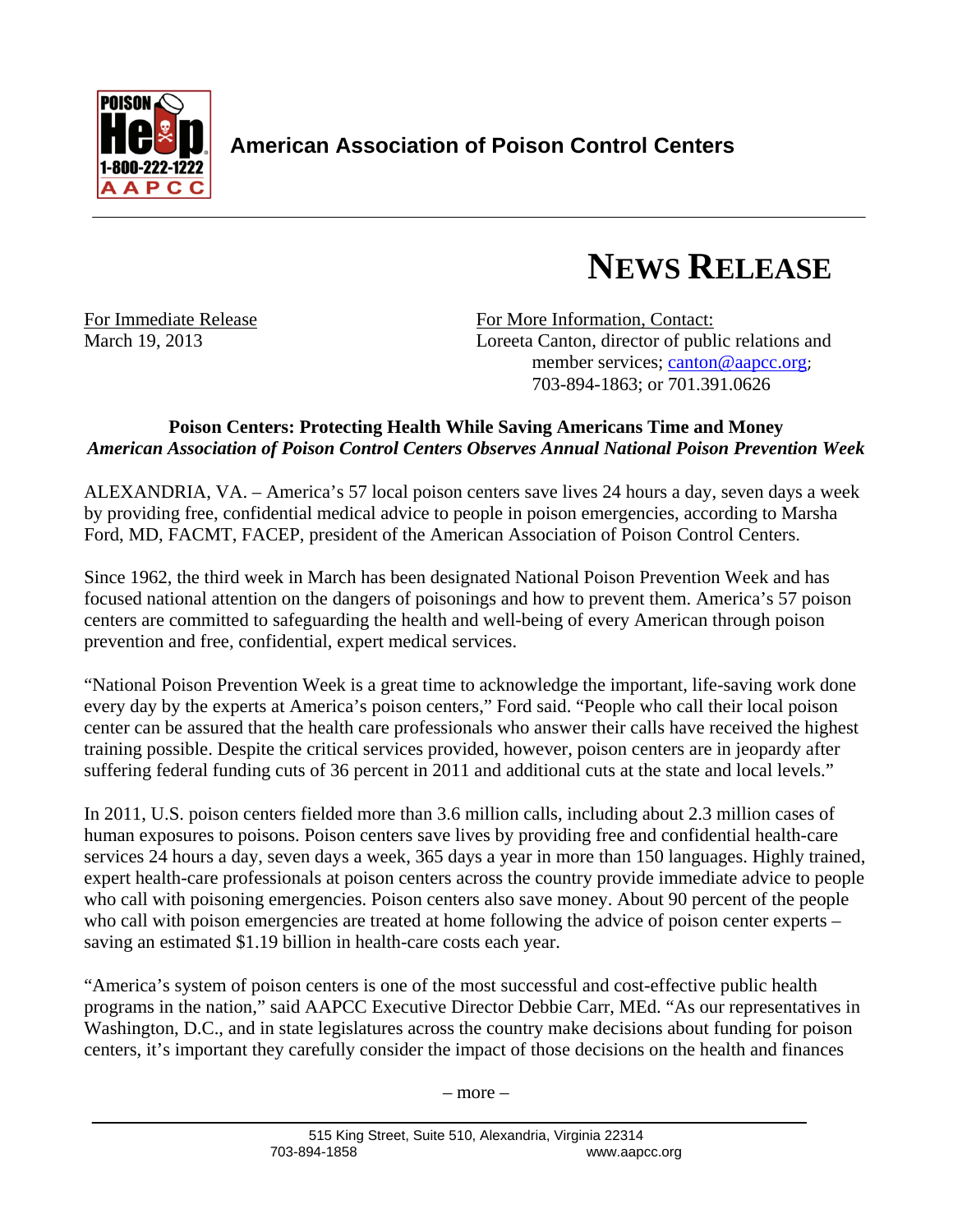American Association of Poison Control Centers

# NEWS RELEASE

For Immediate Release
March 19, 2013

For More Information, Contact:
Loreeta Canton, director of public relations and member services; canton@aapcc.org; 703-894-1863; or 701.391.0626

**Poison Centers: Protecting Health While Saving Americans Time and Money**
***American Association of Poison Control Centers Observes Annual National Poison Prevention Week***

ALEXANDRIA, VA. – America's 57 local poison centers save lives 24 hours a day, seven days a week by providing free, confidential medical advice to people in poison emergencies, according to Marsha Ford, MD, FACMT, FACEP, president of the American Association of Poison Control Centers.

Since 1962, the third week in March has been designated National Poison Prevention Week and has focused national attention on the dangers of poisonings and how to prevent them. America's 57 poison centers are committed to safeguarding the health and well-being of every American through poison prevention and free, confidential, expert medical services.

"National Poison Prevention Week is a great time to acknowledge the important, life-saving work done every day by the experts at America's poison centers," Ford said. "People who call their local poison center can be assured that the health care professionals who answer their calls have received the highest training possible. Despite the critical services provided, however, poison centers are in jeopardy after suffering federal funding cuts of 36 percent in 2011 and additional cuts at the state and local levels."

In 2011, U.S. poison centers fielded more than 3.6 million calls, including about 2.3 million cases of human exposures to poisons. Poison centers save lives by providing free and confidential health-care services 24 hours a day, seven days a week, 365 days a year in more than 150 languages. Highly trained, expert health-care professionals at poison centers across the country provide immediate advice to people who call with poisoning emergencies. Poison centers also save money. About 90 percent of the people who call with poison emergencies are treated at home following the advice of poison center experts – saving an estimated $1.19 billion in health-care costs each year.

"America's system of poison centers is one of the most successful and cost-effective public health programs in the nation," said AAPCC Executive Director Debbie Carr, MEd. "As our representatives in Washington, D.C., and in state legislatures across the country make decisions about funding for poison centers, it's important they carefully consider the impact of those decisions on the health and finances

– more –

515 King Street, Suite 510, Alexandria, Virginia 22314
703-894-1858 www.aapcc.org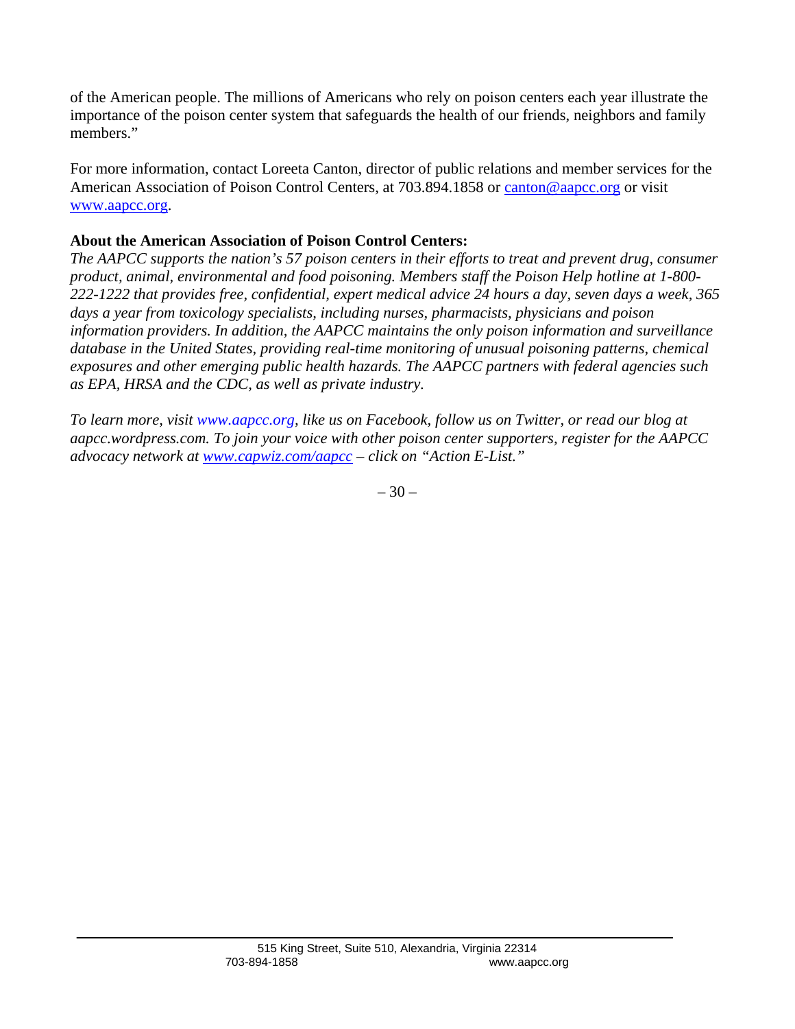of the American people. The millions of Americans who rely on poison centers each year illustrate the importance of the poison center system that safeguards the health of our friends, neighbors and family members."

For more information, contact Loreeta Canton, director of public relations and member services for the American Association of Poison Control Centers, at 703.894.1858 or canton@aapcc.org or visit www.aapcc.org.

**About the American Association of Poison Control Centers:**
*The AAPCC supports the nation's 57 poison centers in their efforts to treat and prevent drug, consumer product, animal, environmental and food poisoning. Members staff the Poison Help hotline at 1-800-222-1222 that provides free, confidential, expert medical advice 24 hours a day, seven days a week, 365 days a year from toxicology specialists, including nurses, pharmacists, physicians and poison information providers. In addition, the AAPCC maintains the only poison information and surveillance database in the United States, providing real-time monitoring of unusual poisoning patterns, chemical exposures and other emerging public health hazards. The AAPCC partners with federal agencies such as EPA, HRSA and the CDC, as well as private industry.*

*To learn more, visit www.aapcc.org, like us on Facebook, follow us on Twitter, or read our blog at aapcc.wordpress.com. To join your voice with other poison center supporters, register for the AAPCC advocacy network at www.capwiz.com/aapcc – click on "Action E-List."*

– 30 –